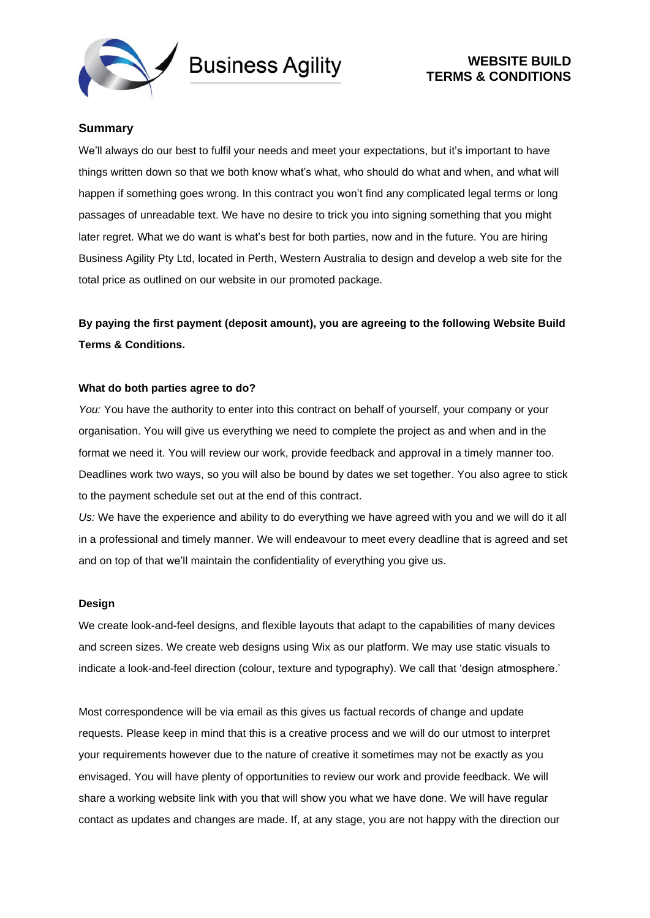Business Agility

# WEBSITE BUILD TERMS & CONDITIONS

## Summary

We'll always do our best to fulfil your needs and meet your expectations, but it's important to have things written down so that we both know what's what, who should do what and when, and what will happen if something goes wrong. In this contract you won't find any complicated legal terms or long passages of unreadable text. We have no desire to trick you into signing something that you might later regret. What we do want is what's best for both parties, now and in the future. You are hiring Business Agility Pty Ltd, located in Perth, Western Australia to design and develop a web site for the total price as outlined on our website in our promoted package.

**By paying the first payment (deposit amount), you are agreeing to the following Website Build Terms & Conditions.**

### What do both parties agree to do?

*You:* You have the authority to enter into this contract on behalf of yourself, your company or your organisation. You will give us everything we need to complete the project as and when and in the format we need it. You will review our work, provide feedback and approval in a timely manner too. Deadlines work two ways, so you will also be bound by dates we set together. You also agree to stick to the payment schedule set out at the end of this contract.

*Us:* We have the experience and ability to do everything we have agreed with you and we will do it all in a professional and timely manner. We will endeavour to meet every deadline that is agreed and set and on top of that we'll maintain the confidentiality of everything you give us.

### Design

We create look-and-feel designs, and flexible layouts that adapt to the capabilities of many devices and screen sizes. We create web designs using Wix as our platform. We may use static visuals to indicate a look-and-feel direction (colour, texture and typography). We call that 'design atmosphere.'

Most correspondence will be via email as this gives us factual records of change and update requests. Please keep in mind that this is a creative process and we will do our utmost to interpret your requirements however due to the nature of creative it sometimes may not be exactly as you envisaged. You will have plenty of opportunities to review our work and provide feedback. We will share a working website link with you that will show you what we have done. We will have regular contact as updates and changes are made. If, at any stage, you are not happy with the direction our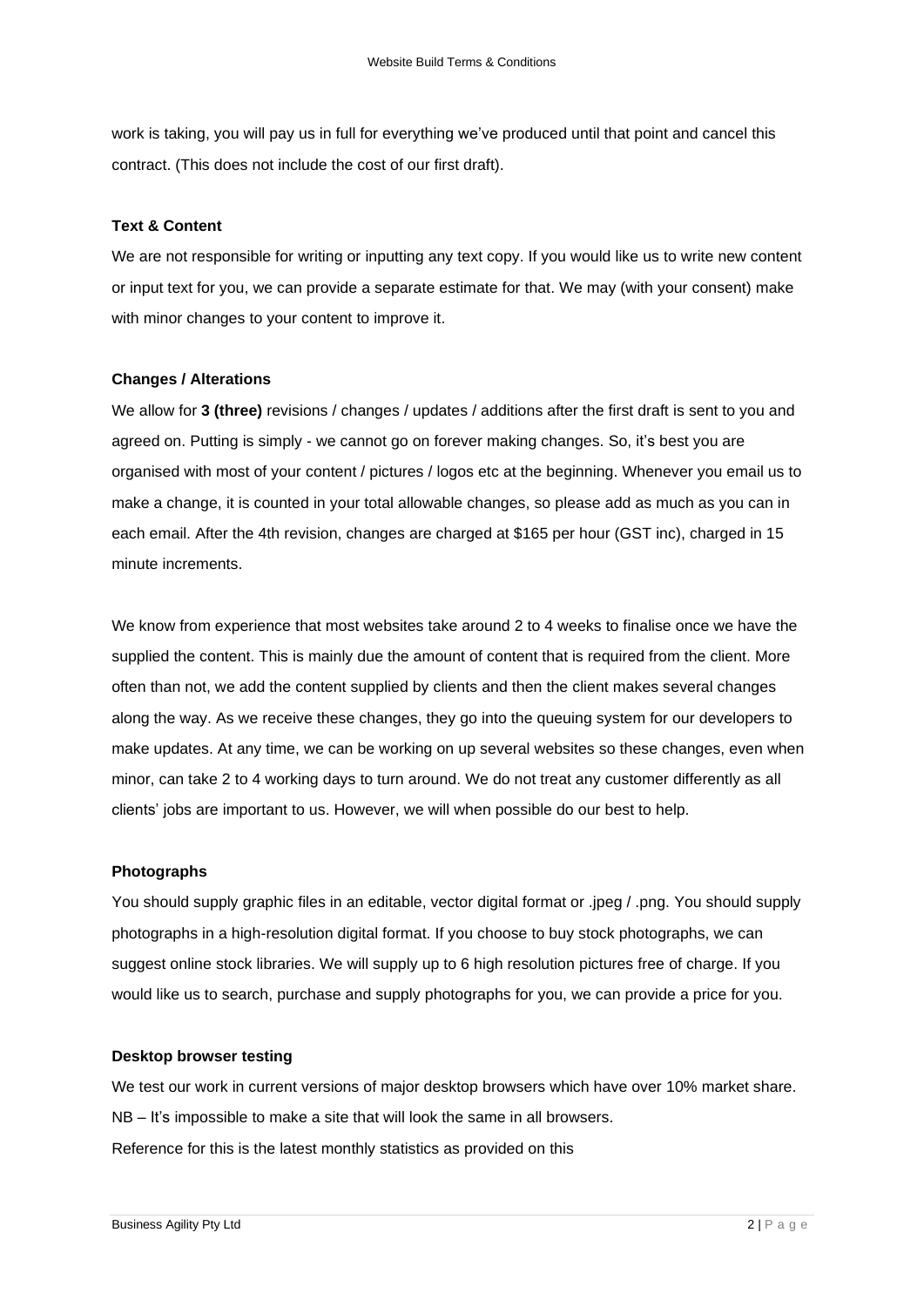work is taking, you will pay us in full for everything we've produced until that point and cancel this contract. (This does not include the cost of our first draft).

**Text & Content**

We are not responsible for writing or inputting any text copy. If you would like us to write new content or input text for you, we can provide a separate estimate for that. We may (with your consent) make with minor changes to your content to improve it.

**Changes / Alterations**

We allow for **3 (three)** revisions / changes / updates / additions after the first draft is sent to you and agreed on. Putting is simply - we cannot go on forever making changes. So, it's best you are organised with most of your content / pictures / logos etc at the beginning. Whenever you email us to make a change, it is counted in your total allowable changes, so please add as much as you can in each email. After the 4th revision, changes are charged at $165 per hour (GST inc), charged in 15 minute increments.

We know from experience that most websites take around 2 to 4 weeks to finalise once we have the supplied the content. This is mainly due the amount of content that is required from the client. More often than not, we add the content supplied by clients and then the client makes several changes along the way. As we receive these changes, they go into the queuing system for our developers to make updates. At any time, we can be working on up several websites so these changes, even when minor, can take 2 to 4 working days to turn around. We do not treat any customer differently as all clients' jobs are important to us. However, we will when possible do our best to help.

**Photographs**

You should supply graphic files in an editable, vector digital format or .jpeg / .png. You should supply photographs in a high-resolution digital format. If you choose to buy stock photographs, we can suggest online stock libraries. We will supply up to 6 high resolution pictures free of charge. If you would like us to search, purchase and supply photographs for you, we can provide a price for you.

**Desktop browser testing**

We test our work in current versions of major desktop browsers which have over 10% market share.
NB – It's impossible to make a site that will look the same in all browsers.
Reference for this is the latest monthly statistics as provided on this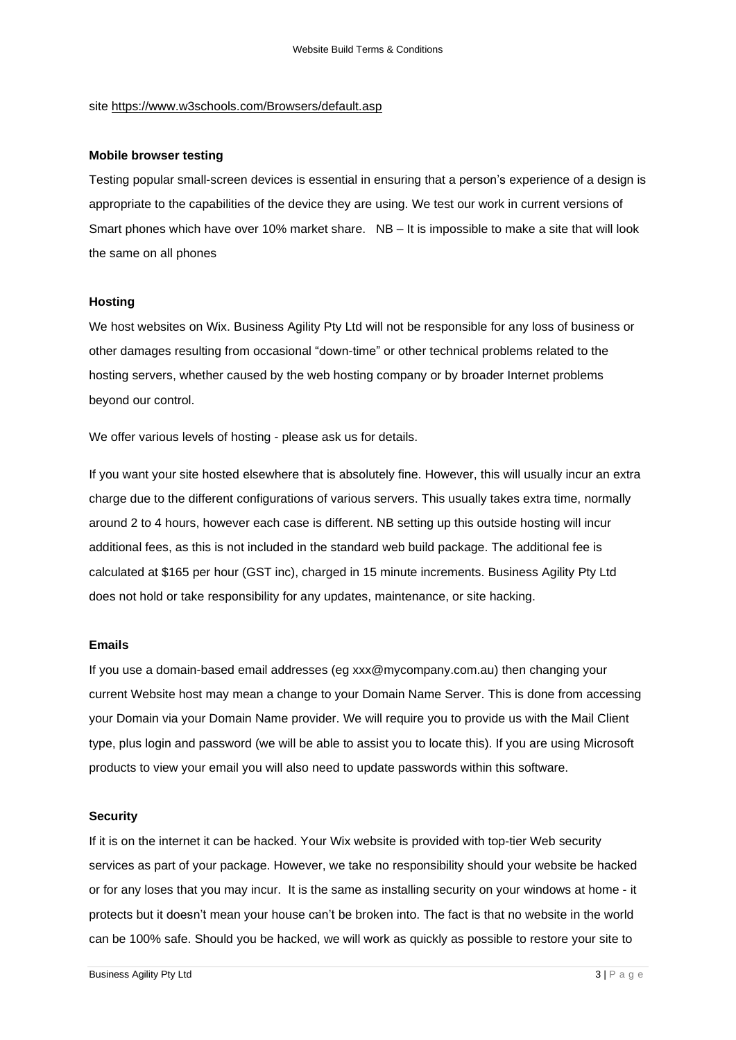site https://www.w3schools.com/Browsers/default.asp

**Mobile browser testing**

Testing popular small-screen devices is essential in ensuring that a person's experience of a design is appropriate to the capabilities of the device they are using. We test our work in current versions of Smart phones which have over 10% market share.  NB – It is impossible to make a site that will look the same on all phones

**Hosting**

We host websites on Wix. Business Agility Pty Ltd will not be responsible for any loss of business or other damages resulting from occasional "down-time" or other technical problems related to the hosting servers, whether caused by the web hosting company or by broader Internet problems beyond our control.

We offer various levels of hosting - please ask us for details.

If you want your site hosted elsewhere that is absolutely fine. However, this will usually incur an extra charge due to the different configurations of various servers. This usually takes extra time, normally around 2 to 4 hours, however each case is different. NB setting up this outside hosting will incur additional fees, as this is not included in the standard web build package. The additional fee is calculated at $165 per hour (GST inc), charged in 15 minute increments. Business Agility Pty Ltd does not hold or take responsibility for any updates, maintenance, or site hacking.

**Emails**

If you use a domain-based email addresses (eg xxx@mycompany.com.au) then changing your current Website host may mean a change to your Domain Name Server. This is done from accessing your Domain via your Domain Name provider. We will require you to provide us with the Mail Client type, plus login and password (we will be able to assist you to locate this). If you are using Microsoft products to view your email you will also need to update passwords within this software.

**Security**

If it is on the internet it can be hacked. Your Wix website is provided with top-tier Web security services as part of your package. However, we take no responsibility should your website be hacked or for any loses that you may incur.  It is the same as installing security on your windows at home - it protects but it doesn't mean your house can't be broken into. The fact is that no website in the world can be 100% safe. Should you be hacked, we will work as quickly as possible to restore your site to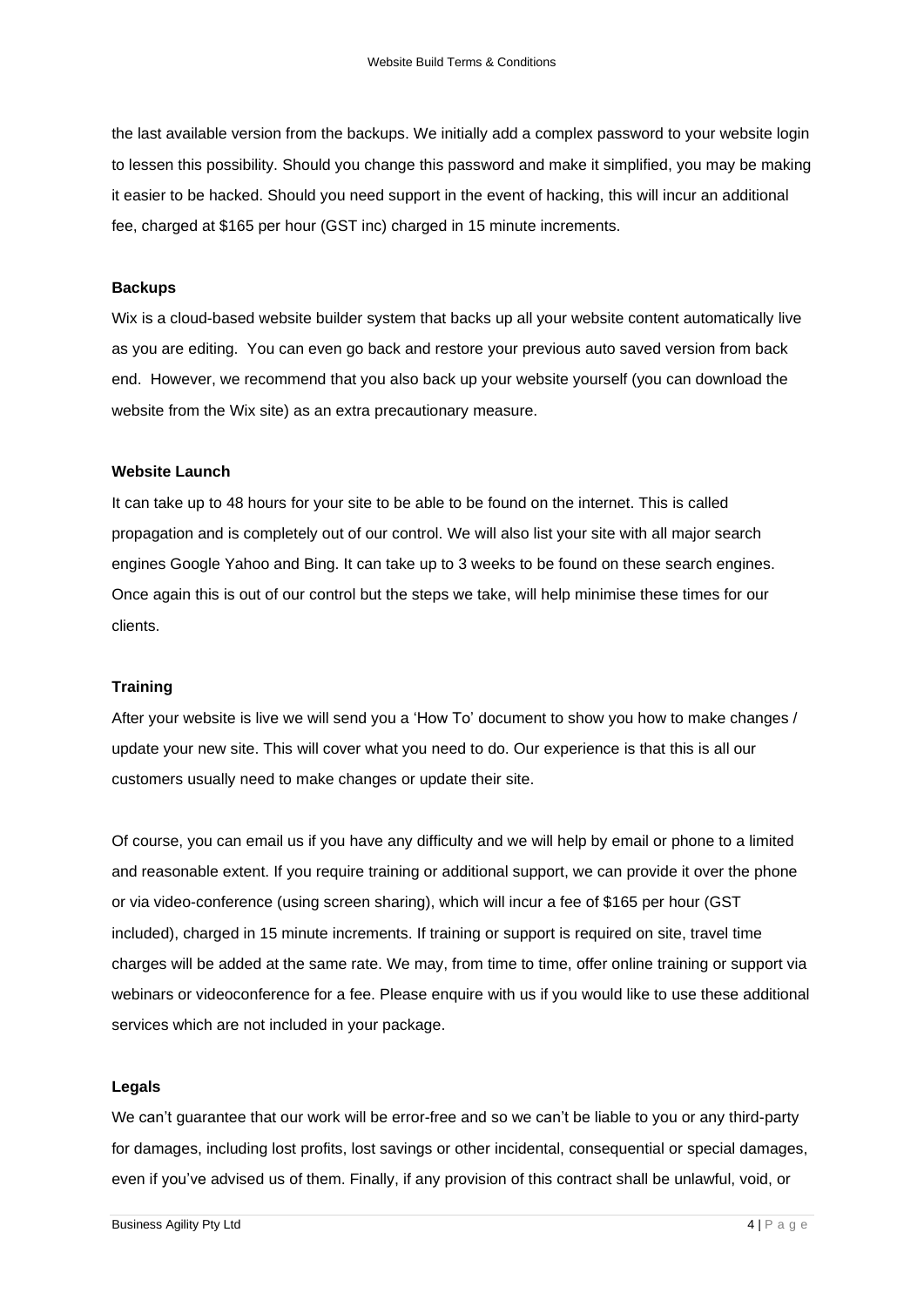the last available version from the backups. We initially add a complex password to your website login to lessen this possibility. Should you change this password and make it simplified, you may be making it easier to be hacked. Should you need support in the event of hacking, this will incur an additional fee, charged at $165 per hour (GST inc) charged in 15 minute increments.

**Backups**

Wix is a cloud-based website builder system that backs up all your website content automatically live as you are editing. You can even go back and restore your previous auto saved version from back end. However, we recommend that you also back up your website yourself (you can download the website from the Wix site) as an extra precautionary measure.

**Website Launch**

It can take up to 48 hours for your site to be able to be found on the internet. This is called propagation and is completely out of our control. We will also list your site with all major search engines Google Yahoo and Bing. It can take up to 3 weeks to be found on these search engines. Once again this is out of our control but the steps we take, will help minimise these times for our clients.

**Training**

After your website is live we will send you a 'How To' document to show you how to make changes / update your new site. This will cover what you need to do. Our experience is that this is all our customers usually need to make changes or update their site.

Of course, you can email us if you have any difficulty and we will help by email or phone to a limited and reasonable extent. If you require training or additional support, we can provide it over the phone or via video-conference (using screen sharing), which will incur a fee of $165 per hour (GST included), charged in 15 minute increments. If training or support is required on site, travel time charges will be added at the same rate. We may, from time to time, offer online training or support via webinars or videoconference for a fee. Please enquire with us if you would like to use these additional services which are not included in your package.

**Legals**

We can't guarantee that our work will be error-free and so we can't be liable to you or any third-party for damages, including lost profits, lost savings or other incidental, consequential or special damages, even if you've advised us of them. Finally, if any provision of this contract shall be unlawful, void, or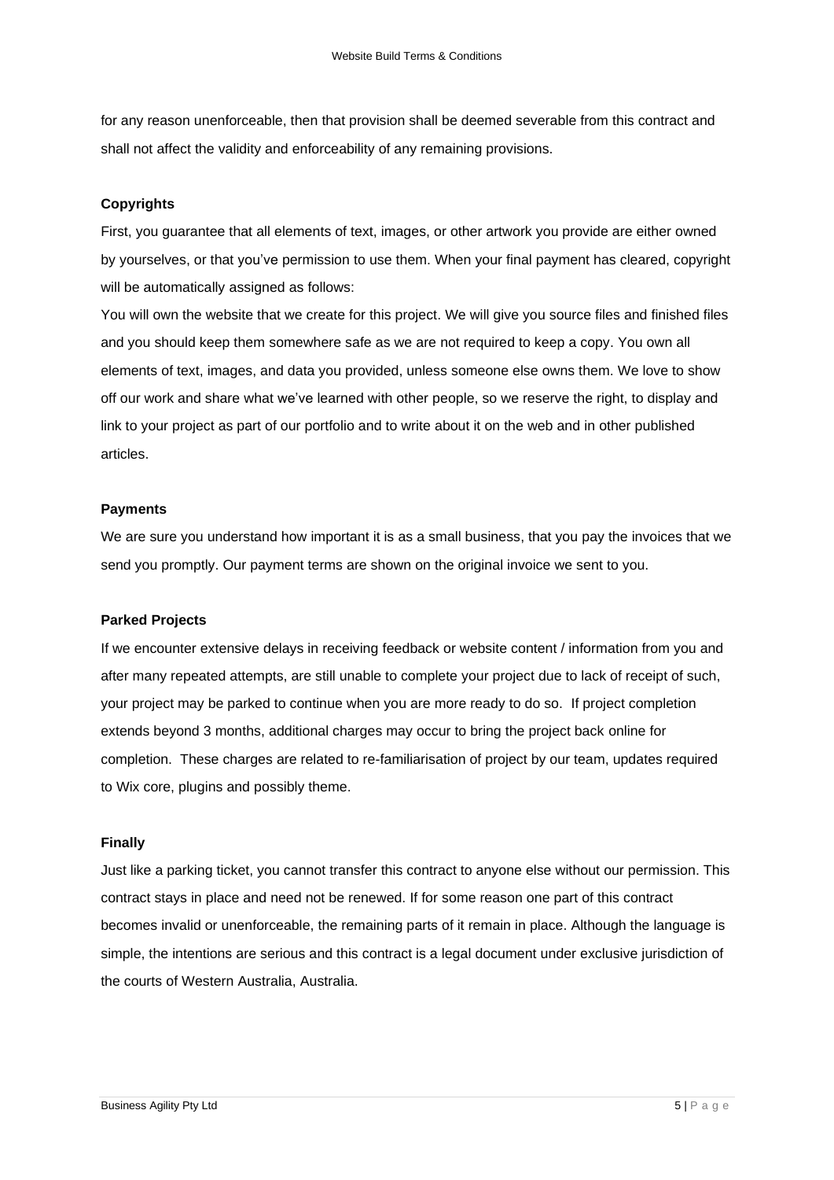for any reason unenforceable, then that provision shall be deemed severable from this contract and shall not affect the validity and enforceability of any remaining provisions.

**Copyrights**

First, you guarantee that all elements of text, images, or other artwork you provide are either owned by yourselves, or that you've permission to use them. When your final payment has cleared, copyright will be automatically assigned as follows:

You will own the website that we create for this project. We will give you source files and finished files and you should keep them somewhere safe as we are not required to keep a copy. You own all elements of text, images, and data you provided, unless someone else owns them. We love to show off our work and share what we've learned with other people, so we reserve the right, to display and link to your project as part of our portfolio and to write about it on the web and in other published articles.

**Payments**

We are sure you understand how important it is as a small business, that you pay the invoices that we send you promptly. Our payment terms are shown on the original invoice we sent to you.

**Parked Projects**

If we encounter extensive delays in receiving feedback or website content / information from you and after many repeated attempts, are still unable to complete your project due to lack of receipt of such, your project may be parked to continue when you are more ready to do so. If project completion extends beyond 3 months, additional charges may occur to bring the project back online for completion. These charges are related to re-familiarisation of project by our team, updates required to Wix core, plugins and possibly theme.

**Finally**

Just like a parking ticket, you cannot transfer this contract to anyone else without our permission. This contract stays in place and need not be renewed. If for some reason one part of this contract becomes invalid or unenforceable, the remaining parts of it remain in place. Although the language is simple, the intentions are serious and this contract is a legal document under exclusive jurisdiction of the courts of Western Australia, Australia.